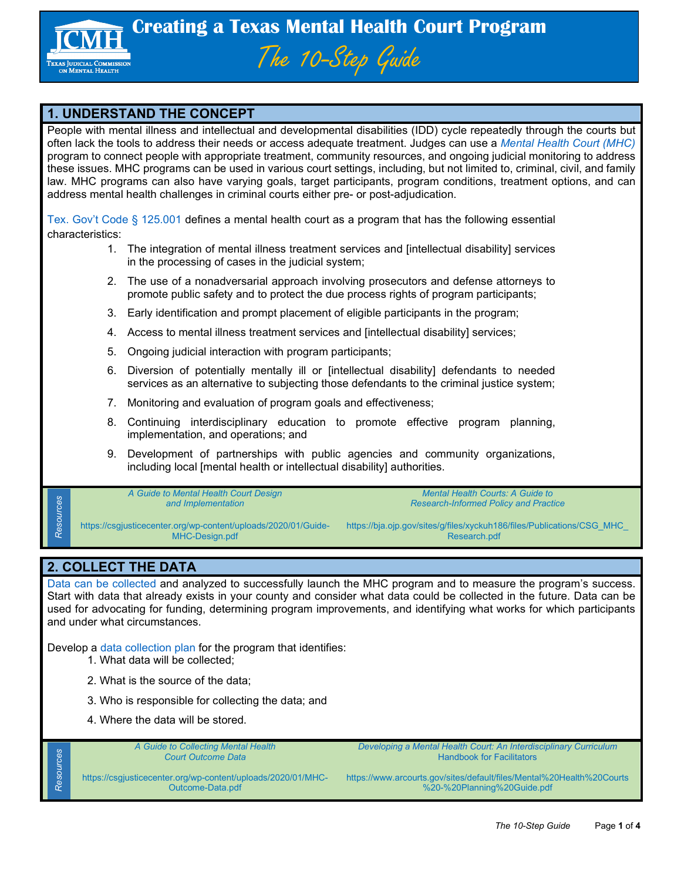# Creating a Texas Mental Health Court Program

## *The 10-Step Guide*

TEXAS JUDICIAL COMMISSION ON MENTAL HEALTH

## 1. UNDERSTAND THE CONCEPT

People with mental illness and intellectual and developmental disabilities (IDD) cycle repeatedly through the courts but often lack the tools to address their needs or access adequate treatment. Judges can use a *Mental Health Court (MHC)* program to connect people with appropriate treatment, community resources, and ongoing judicial monitoring to address these issues. MHC programs can be used in various court settings, including, but not limited to, criminal, civil, and family law. MHC programs can also have varying goals, target participants, program conditions, treatment options, and can address mental health challenges in criminal courts either pre- or post-adjudication.

Tex. Gov't Code § 125.001 defines a mental health court as a program that has the following essential characteristics:

1. The integration of mental illness treatment services and [intellectual disability] services in the processing of cases in the judicial system;
2. The use of a nonadversarial approach involving prosecutors and defense attorneys to promote public safety and to protect the due process rights of program participants;
3. Early identification and prompt placement of eligible participants in the program;
4. Access to mental illness treatment services and [intellectual disability] services;
5. Ongoing judicial interaction with program participants;
6. Diversion of potentially mentally ill or [intellectual disability] defendants to needed services as an alternative to subjecting those defendants to the criminal justice system;
7. Monitoring and evaluation of program goals and effectiveness;
8. Continuing interdisciplinary education to promote effective program planning, implementation, and operations; and
9. Development of partnerships with public agencies and community organizations, including local [mental health or intellectual disability] authorities.

**Resources**

*A Guide to Mental Health Court Design and Implementation*
https://csgjusticecenter.org/wp-content/uploads/2020/01/Guide-MHC-Design.pdf

*Mental Health Courts: A Guide to Research-Informed Policy and Practice*
https://bja.ojp.gov/sites/g/files/xyckuh186/files/Publications/CSG_MHC_Research.pdf

## 2. COLLECT THE DATA

Data can be collected and analyzed to successfully launch the MHC program and to measure the program's success. Start with data that already exists in your county and consider what data could be collected in the future. Data can be used for advocating for funding, determining program improvements, and identifying what works for which participants and under what circumstances.

Develop a data collection plan for the program that identifies:

1. What data will be collected;
2. What is the source of the data;
3. Who is responsible for collecting the data; and
4. Where the data will be stored.

**Resources**

*A Guide to Collecting Mental Health Court Outcome Data*
https://csgjusticecenter.org/wp-content/uploads/2020/01/MHC-Outcome-Data.pdf

*Developing a Mental Health Court: An Interdisciplinary Curriculum* Handbook for Facilitators
https://www.arcourts.gov/sites/default/files/Mental%20Health%20Courts%20-%20Planning%20Guide.pdf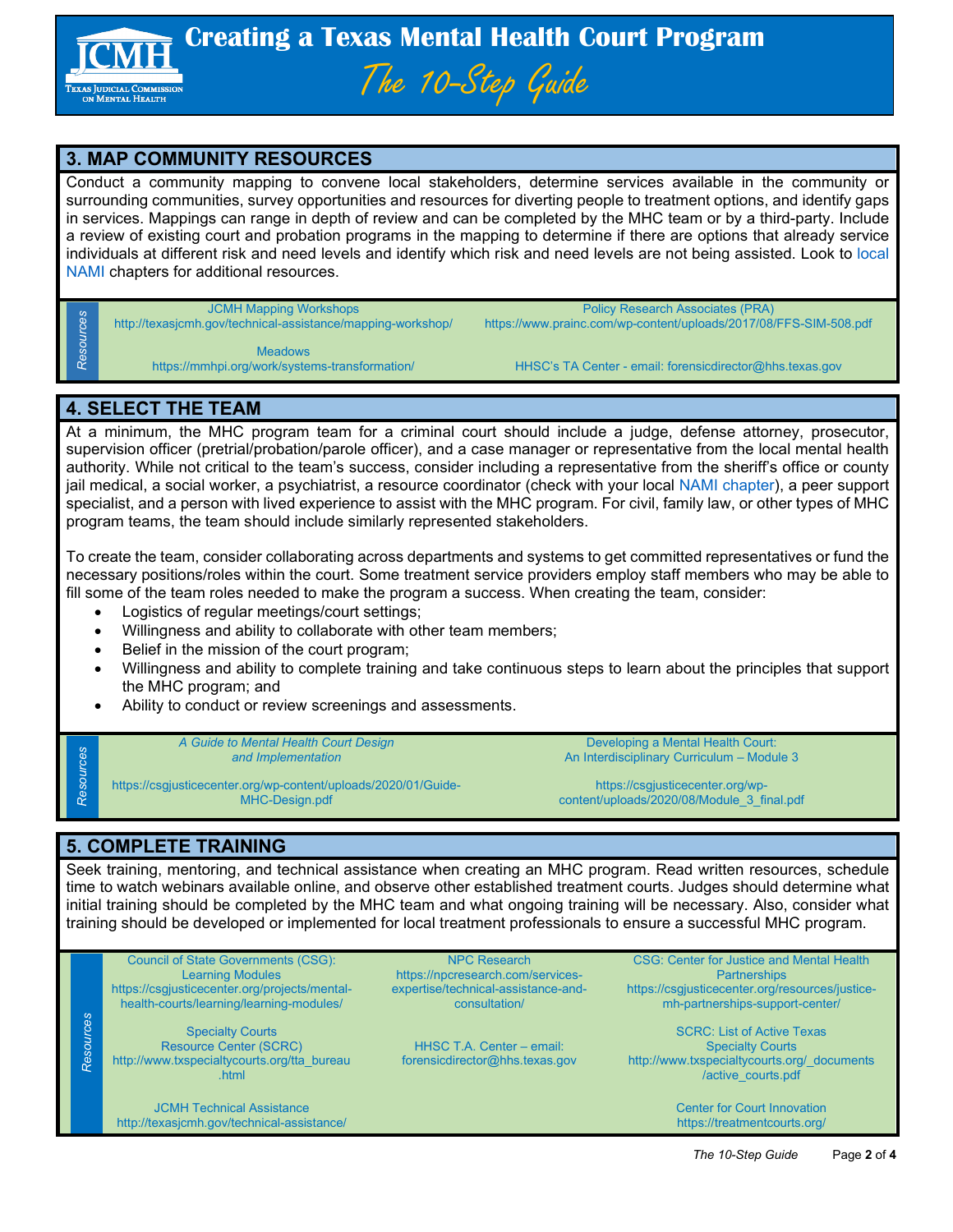## 3. MAP COMMUNITY RESOURCES

Conduct a community mapping to convene local stakeholders, determine services available in the community or surrounding communities, survey opportunities and resources for diverting people to treatment options, and identify gaps in services. Mappings can range in depth of review and can be completed by the MHC team or by a third-party. Include a review of existing court and probation programs in the mapping to determine if there are options that already service individuals at different risk and need levels and identify which risk and need levels are not being assisted. Look to local NAMI chapters for additional resources.

*Resources*

- JCMH Mapping Workshops
  http://texasjcmh.gov/technical-assistance/mapping-workshop/
- Policy Research Associates (PRA)
  https://www.prainc.com/wp-content/uploads/2017/08/FFS-SIM-508.pdf
- Meadows
  https://mmhpi.org/work/systems-transformation/
- HHSC's TA Center - email: forensicdirector@hhs.texas.gov

## 4. SELECT THE TEAM

At a minimum, the MHC program team for a criminal court should include a judge, defense attorney, prosecutor, supervision officer (pretrial/probation/parole officer), and a case manager or representative from the local mental health authority. While not critical to the team's success, consider including a representative from the sheriff's office or county jail medical, a social worker, a psychiatrist, a resource coordinator (check with your local NAMI chapter), a peer support specialist, and a person with lived experience to assist with the MHC program. For civil, family law, or other types of MHC program teams, the team should include similarly represented stakeholders.

To create the team, consider collaborating across departments and systems to get committed representatives or fund the necessary positions/roles within the court. Some treatment service providers employ staff members who may be able to fill some of the team roles needed to make the program a success. When creating the team, consider:

- Logistics of regular meetings/court settings;
- Willingness and ability to collaborate with other team members;
- Belief in the mission of the court program;
- Willingness and ability to complete training and take continuous steps to learn about the principles that support the MHC program; and
- Ability to conduct or review screenings and assessments.

*Resources*

- *A Guide to Mental Health Court Design and Implementation*
  https://csgjusticecenter.org/wp-content/uploads/2020/01/Guide-MHC-Design.pdf
- Developing a Mental Health Court: An Interdisciplinary Curriculum – Module 3
  https://csgjusticecenter.org/wp-content/uploads/2020/08/Module_3_final.pdf

## 5. COMPLETE TRAINING

Seek training, mentoring, and technical assistance when creating an MHC program. Read written resources, schedule time to watch webinars available online, and observe other established treatment courts. Judges should determine what initial training should be completed by the MHC team and what ongoing training will be necessary. Also, consider what training should be developed or implemented for local treatment professionals to ensure a successful MHC program.

*Resources*

- Council of State Governments (CSG): Learning Modules
  https://csgjusticecenter.org/projects/mental-health-courts/learning/learning-modules/
- NPC Research
  https://npcresearch.com/services-expertise/technical-assistance-and-consultation/
- CSG: Center for Justice and Mental Health Partnerships
  https://csgjusticecenter.org/resources/justice-mh-partnerships-support-center/
- Specialty Courts Resource Center (SCRC)
  http://www.txspecialtycourts.org/tta_bureau.html
- HHSC T.A. Center – email: forensicdirector@hhs.texas.gov
- SCRC: List of Active Texas Specialty Courts
  http://www.txspecialtycourts.org/_documents/active_courts.pdf
- JCMH Technical Assistance
  http://texasjcmh.gov/technical-assistance/
- Center for Court Innovation
  https://treatmentcourts.org/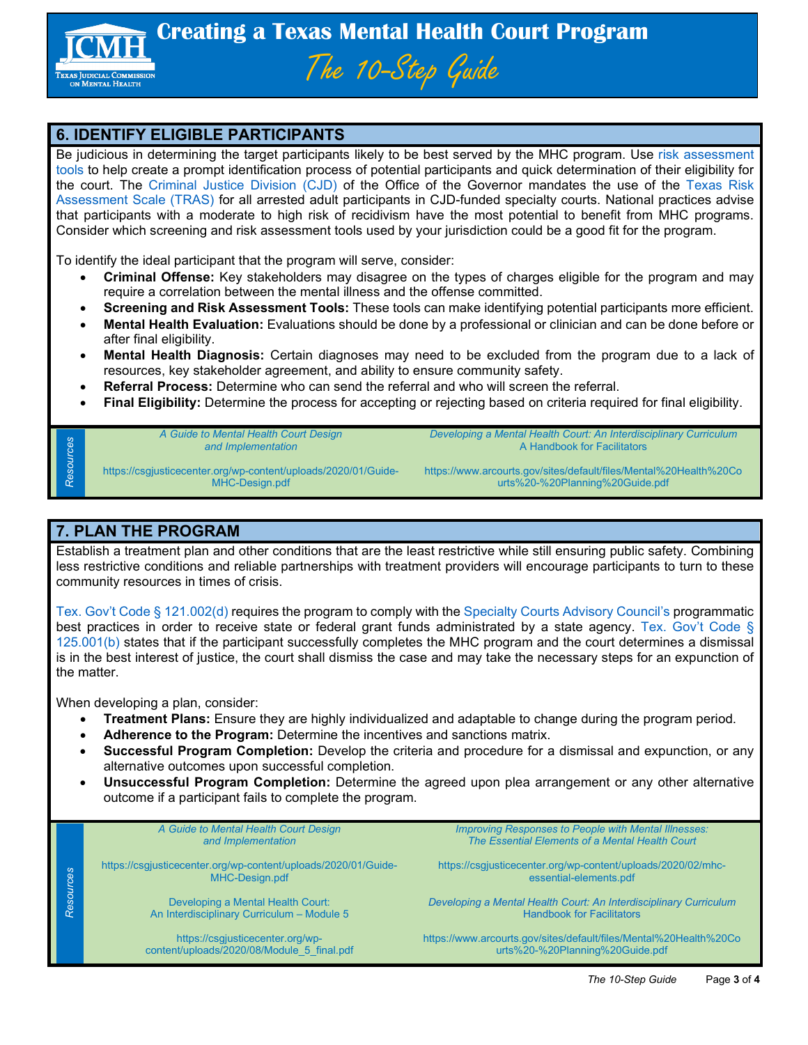## 6. IDENTIFY ELIGIBLE PARTICIPANTS

Be judicious in determining the target participants likely to be best served by the MHC program. Use risk assessment tools to help create a prompt identification process of potential participants and quick determination of their eligibility for the court. The Criminal Justice Division (CJD) of the Office of the Governor mandates the use of the Texas Risk Assessment Scale (TRAS) for all arrested adult participants in CJD-funded specialty courts. National practices advise that participants with a moderate to high risk of recidivism have the most potential to benefit from MHC programs. Consider which screening and risk assessment tools used by your jurisdiction could be a good fit for the program.

To identify the ideal participant that the program will serve, consider:

- **Criminal Offense:** Key stakeholders may disagree on the types of charges eligible for the program and may require a correlation between the mental illness and the offense committed.
- **Screening and Risk Assessment Tools:** These tools can make identifying potential participants more efficient.
- **Mental Health Evaluation:** Evaluations should be done by a professional or clinician and can be done before or after final eligibility.
- **Mental Health Diagnosis:** Certain diagnoses may need to be excluded from the program due to a lack of resources, key stakeholder agreement, and ability to ensure community safety.
- **Referral Process:** Determine who can send the referral and who will screen the referral.
- **Final Eligibility:** Determine the process for accepting or rejecting based on criteria required for final eligibility.

*Resources*

*A Guide to Mental Health Court Design and Implementation*

https://csgjusticecenter.org/wp-content/uploads/2020/01/Guide-MHC-Design.pdf

*Developing a Mental Health Court: An Interdisciplinary Curriculum* A Handbook for Facilitators

https://www.arcourts.gov/sites/default/files/Mental%20Health%20Courts%20-%20Planning%20Guide.pdf

## 7. PLAN THE PROGRAM

Establish a treatment plan and other conditions that are the least restrictive while still ensuring public safety. Combining less restrictive conditions and reliable partnerships with treatment providers will encourage participants to turn to these community resources in times of crisis.

Tex. Gov't Code § 121.002(d) requires the program to comply with the Specialty Courts Advisory Council's programmatic best practices in order to receive state or federal grant funds administrated by a state agency. Tex. Gov't Code § 125.001(b) states that if the participant successfully completes the MHC program and the court determines a dismissal is in the best interest of justice, the court shall dismiss the case and may take the necessary steps for an expunction of the matter.

When developing a plan, consider:

- **Treatment Plans:** Ensure they are highly individualized and adaptable to change during the program period.
- **Adherence to the Program:** Determine the incentives and sanctions matrix.
- **Successful Program Completion:** Develop the criteria and procedure for a dismissal and expunction, or any alternative outcomes upon successful completion.
- **Unsuccessful Program Completion:** Determine the agreed upon plea arrangement or any other alternative outcome if a participant fails to complete the program.

*Resources*

*A Guide to Mental Health Court Design and Implementation*

https://csgjusticecenter.org/wp-content/uploads/2020/01/Guide-MHC-Design.pdf

Developing a Mental Health Court: An Interdisciplinary Curriculum – Module 5

https://csgjusticecenter.org/wp-content/uploads/2020/08/Module_5_final.pdf

*Improving Responses to People with Mental Illnesses: The Essential Elements of a Mental Health Court*

https://csgjusticecenter.org/wp-content/uploads/2020/02/mhc-essential-elements.pdf

*Developing a Mental Health Court: An Interdisciplinary Curriculum* Handbook for Facilitators

https://www.arcourts.gov/sites/default/files/Mental%20Health%20Courts%20-%20Planning%20Guide.pdf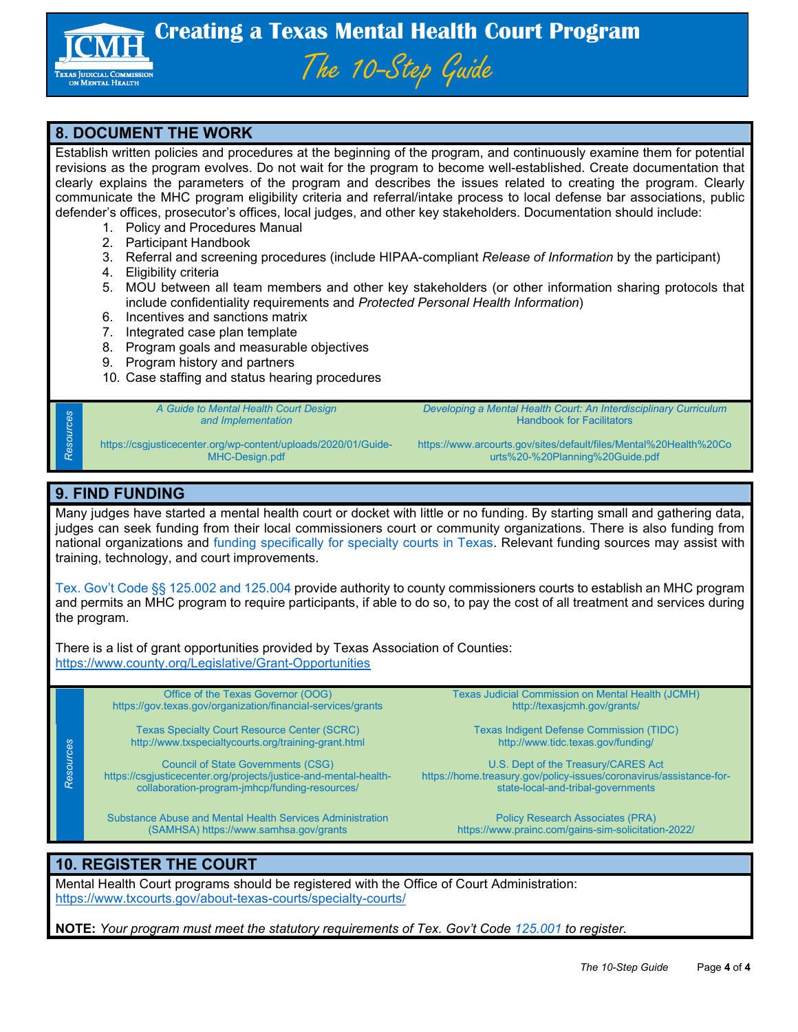# Creating a Texas Mental Health Court Program

## The 10-Step Guide

## 8. DOCUMENT THE WORK

Establish written policies and procedures at the beginning of the program, and continuously examine them for potential revisions as the program evolves. Do not wait for the program to become well-established. Create documentation that clearly explains the parameters of the program and describes the issues related to creating the program. Clearly communicate the MHC program eligibility criteria and referral/intake process to local defense bar associations, public defender's offices, prosecutor's offices, local judges, and other key stakeholders. Documentation should include:

1. Policy and Procedures Manual
2. Participant Handbook
3. Referral and screening procedures (include HIPAA-compliant *Release of Information* by the participant)
4. Eligibility criteria
5. MOU between all team members and other key stakeholders (or other information sharing protocols that include confidentiality requirements and *Protected Personal Health Information*)
6. Incentives and sanctions matrix
7. Integrated case plan template
8. Program goals and measurable objectives
9. Program history and partners
10. Case staffing and status hearing procedures

*Resources*

*A Guide to Mental Health Court Design and Implementation*
https://csgjusticecenter.org/wp-content/uploads/2020/01/Guide-MHC-Design.pdf

*Developing a Mental Health Court: An Interdisciplinary Curriculum* Handbook for Facilitators
https://www.arcourts.gov/sites/default/files/Mental%20Health%20Courts%20-%20Planning%20Guide.pdf

## 9. FIND FUNDING

Many judges have started a mental health court or docket with little or no funding. By starting small and gathering data, judges can seek funding from their local commissioners court or community organizations. There is also funding from national organizations and funding specifically for specialty courts in Texas. Relevant funding sources may assist with training, technology, and court improvements.

Tex. Gov't Code §§ 125.002 and 125.004 provide authority to county commissioners courts to establish an MHC program and permits an MHC program to require participants, if able to do so, to pay the cost of all treatment and services during the program.

There is a list of grant opportunities provided by Texas Association of Counties:
https://www.county.org/Legislative/Grant-Opportunities

*Resources*

Office of the Texas Governor (OOG)
https://gov.texas.gov/organization/financial-services/grants

Texas Judicial Commission on Mental Health (JCMH)
http://texasjcmh.gov/grants/

Texas Specialty Court Resource Center (SCRC)
http://www.txspecialtycourts.org/training-grant.html

Texas Indigent Defense Commission (TIDC)
http://www.tidc.texas.gov/funding/

Council of State Governments (CSG)
https://csgjusticecenter.org/projects/justice-and-mental-health-collaboration-program-jmhcp/funding-resources/

U.S. Dept of the Treasury/CARES Act
https://home.treasury.gov/policy-issues/coronavirus/assistance-for-state-local-and-tribal-governments

Substance Abuse and Mental Health Services Administration (SAMHSA) https://www.samhsa.gov/grants

Policy Research Associates (PRA)
https://www.prainc.com/gains-sim-solicitation-2022/

## 10. REGISTER THE COURT

Mental Health Court programs should be registered with the Office of Court Administration:
https://www.txcourts.gov/about-texas-courts/specialty-courts/

**NOTE:** *Your program must meet the statutory requirements of Tex. Gov't Code 125.001 to register.*